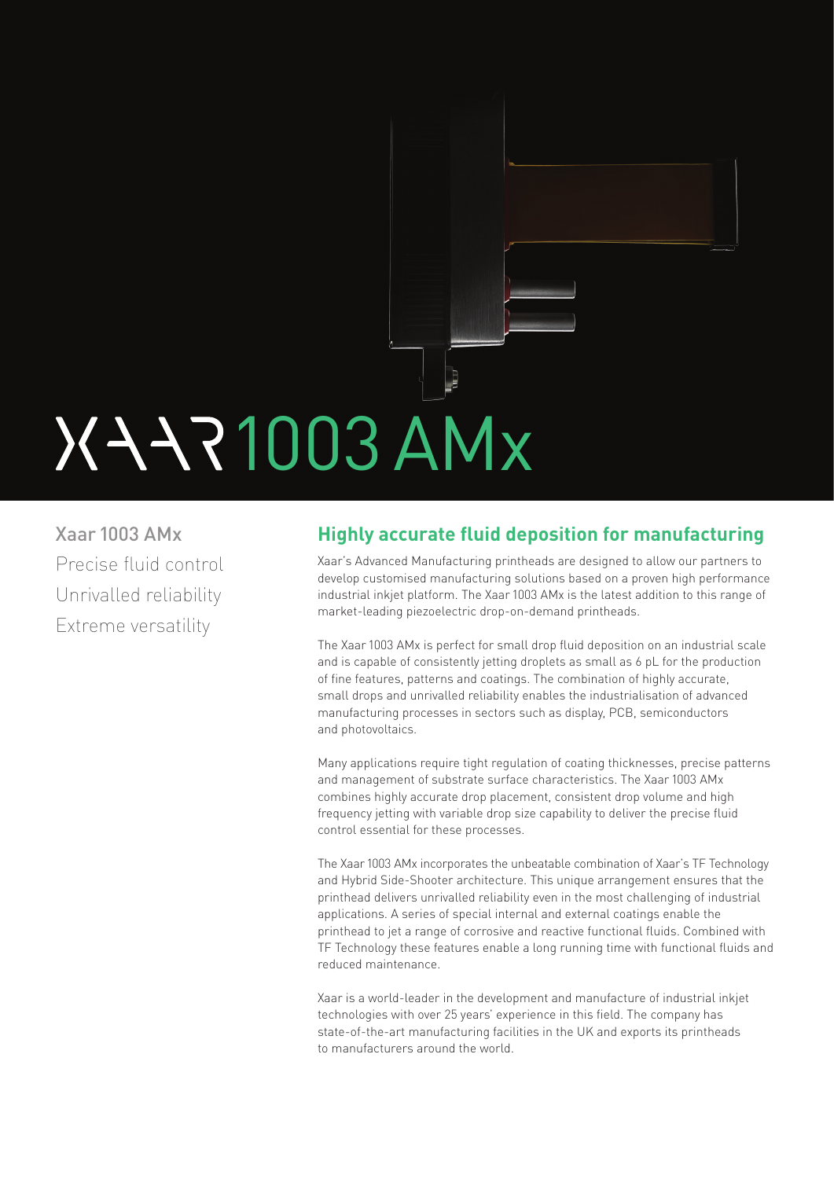# XAAR 1003 AMx

Xaar 1003 AMx

Precise fluid control

Unrivalled reliability

Extreme versatility

## Highly accurate fluid deposition for manufacturing

Xaar's Advanced Manufacturing printheads are designed to allow our partners to develop customised manufacturing solutions based on a proven high performance industrial inkjet platform. The Xaar 1003 AMx is the latest addition to this range of market-leading piezoelectric drop-on-demand printheads.

The Xaar 1003 AMx is perfect for small drop fluid deposition on an industrial scale and is capable of consistently jetting droplets as small as 6 pL for the production of fine features, patterns and coatings. The combination of highly accurate, small drops and unrivalled reliability enables the industrialisation of advanced manufacturing processes in sectors such as display, PCB, semiconductors and photovoltaics.

Many applications require tight regulation of coating thicknesses, precise patterns and management of substrate surface characteristics. The Xaar 1003 AMx combines highly accurate drop placement, consistent drop volume and high frequency jetting with variable drop size capability to deliver the precise fluid control essential for these processes.

The Xaar 1003 AMx incorporates the unbeatable combination of Xaar's TF Technology and Hybrid Side-Shooter architecture. This unique arrangement ensures that the printhead delivers unrivalled reliability even in the most challenging of industrial applications. A series of special internal and external coatings enable the printhead to jet a range of corrosive and reactive functional fluids. Combined with TF Technology these features enable a long running time with functional fluids and reduced maintenance.

Xaar is a world-leader in the development and manufacture of industrial inkjet technologies with over 25 years' experience in this field. The company has state-of-the-art manufacturing facilities in the UK and exports its printheads to manufacturers around the world.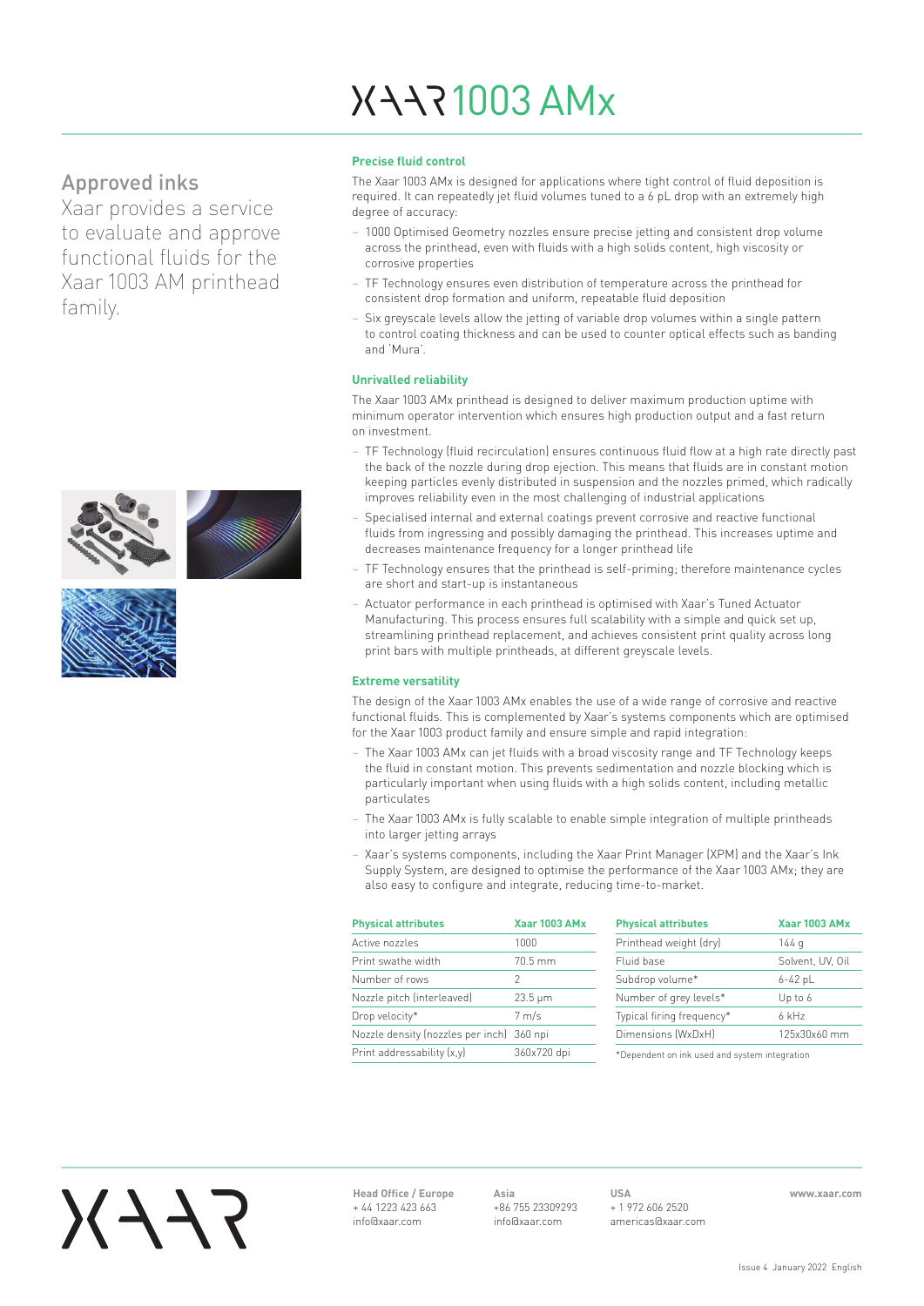# XAAR 1003 AMx

## Approved inks

Xaar provides a service to evaluate and approve functional fluids for the Xaar 1003 AM printhead family.

### Precise fluid control

The Xaar 1003 AMx is designed for applications where tight control of fluid deposition is required. It can repeatedly jet fluid volumes tuned to a 6 pL drop with an extremely high degree of accuracy:

- 1000 Optimised Geometry nozzles ensure precise jetting and consistent drop volume across the printhead, even with fluids with a high solids content, high viscosity or corrosive properties
- TF Technology ensures even distribution of temperature across the printhead for consistent drop formation and uniform, repeatable fluid deposition
- Six greyscale levels allow the jetting of variable drop volumes within a single pattern to control coating thickness and can be used to counter optical effects such as banding and 'Mura'.

### Unrivalled reliability

The Xaar 1003 AMx printhead is designed to deliver maximum production uptime with minimum operator intervention which ensures high production output and a fast return on investment.

- TF Technology (fluid recirculation) ensures continuous fluid flow at a high rate directly past the back of the nozzle during drop ejection. This means that fluids are in constant motion keeping particles evenly distributed in suspension and the nozzles primed, which radically improves reliability even in the most challenging of industrial applications
- Specialised internal and external coatings prevent corrosive and reactive functional fluids from ingressing and possibly damaging the printhead. This increases uptime and decreases maintenance frequency for a longer printhead life
- TF Technology ensures that the printhead is self-priming; therefore maintenance cycles are short and start-up is instantaneous
- Actuator performance in each printhead is optimised with Xaar's Tuned Actuator Manufacturing. This process ensures full scalability with a simple and quick set up, streamlining printhead replacement, and achieves consistent print quality across long print bars with multiple printheads, at different greyscale levels.

### Extreme versatility

The design of the Xaar 1003 AMx enables the use of a wide range of corrosive and reactive functional fluids. This is complemented by Xaar's systems components which are optimised for the Xaar 1003 product family and ensure simple and rapid integration:

- The Xaar 1003 AMx can jet fluids with a broad viscosity range and TF Technology keeps the fluid in constant motion. This prevents sedimentation and nozzle blocking which is particularly important when using fluids with a high solids content, including metallic particulates
- The Xaar 1003 AMx is fully scalable to enable simple integration of multiple printheads into larger jetting arrays
- Xaar's systems components, including the Xaar Print Manager (XPM) and the Xaar's Ink Supply System, are designed to optimise the performance of the Xaar 1003 AMx; they are also easy to configure and integrate, reducing time-to-market.

| Physical attributes | Xaar 1003 AMx |
|---|---|
| Active nozzles | 1000 |
| Print swathe width | 70.5 mm |
| Number of rows | 2 |
| Nozzle pitch (interleaved) | 23.5 µm |
| Drop velocity* | 7 m/s |
| Nozzle density (nozzles per inch) | 360 npi |
| Print addressability (x,y) | 360x720 dpi |

| Physical attributes | Xaar 1003 AMx |
|---|---|
| Printhead weight (dry) | 144 g |
| Fluid base | Solvent, UV, Oil |
| Subdrop volume* | 6-42 pL |
| Number of grey levels* | Up to 6 |
| Typical firing frequency* | 6 kHz |
| Dimensions (WxDxH) | 125x30x60 mm |

*Dependent on ink used and system integration

XAAR

**Head Office / Europe**
+ 44 1223 423 663
info@xaar.com

**Asia**
+86 755 23309293
info@xaar.com

**USA**
+ 1 972 606 2520
americas@xaar.com

**www.xaar.com**

Issue 4 January 2022 English